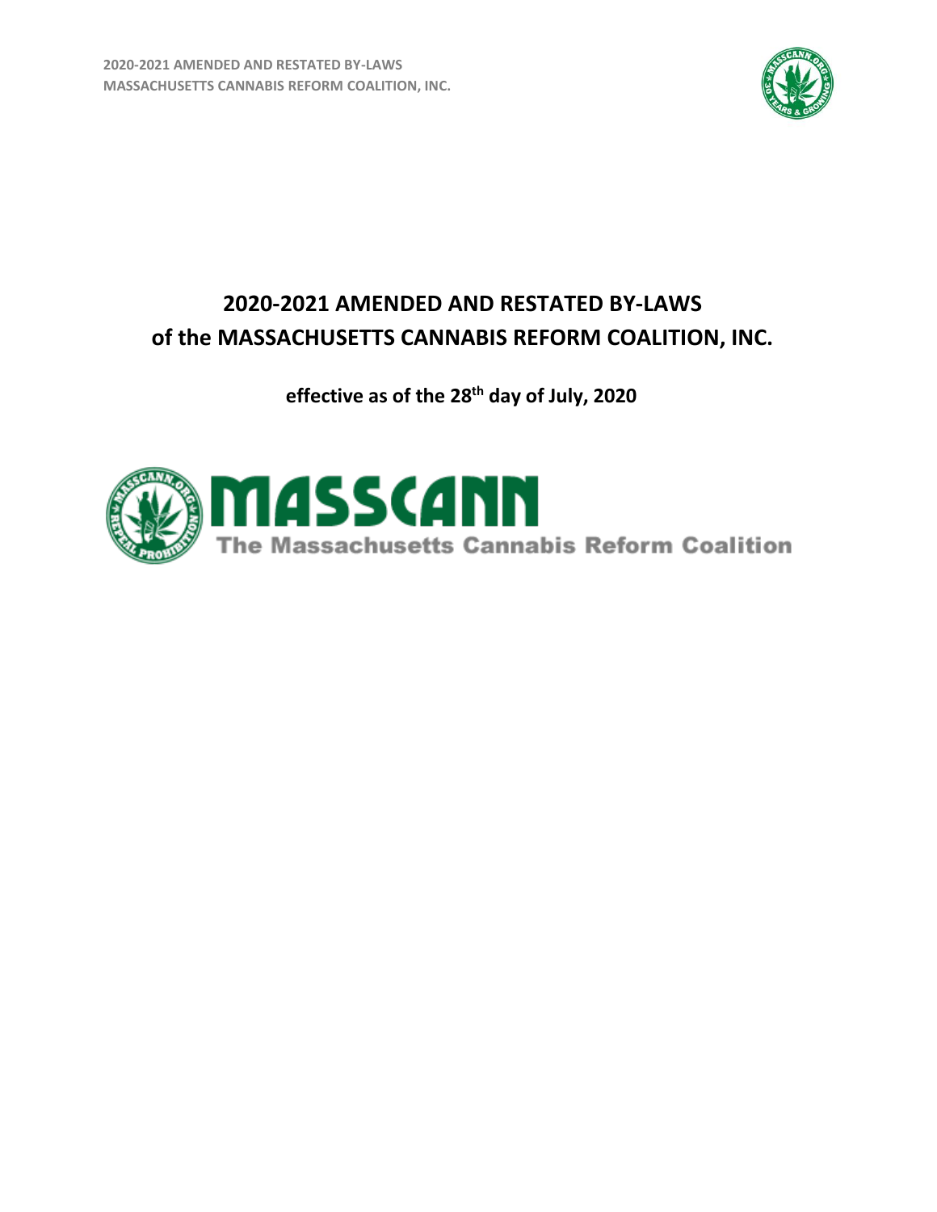# 2020-2021 AMENDED AND RESTATED BY-LAWS of the MASSACHUSETTS CANNABIS REFORM COALITION, INC.

**effective as of the 28th day of July, 2020**

MASSCANN

The Massachusetts Cannabis Reform Coalition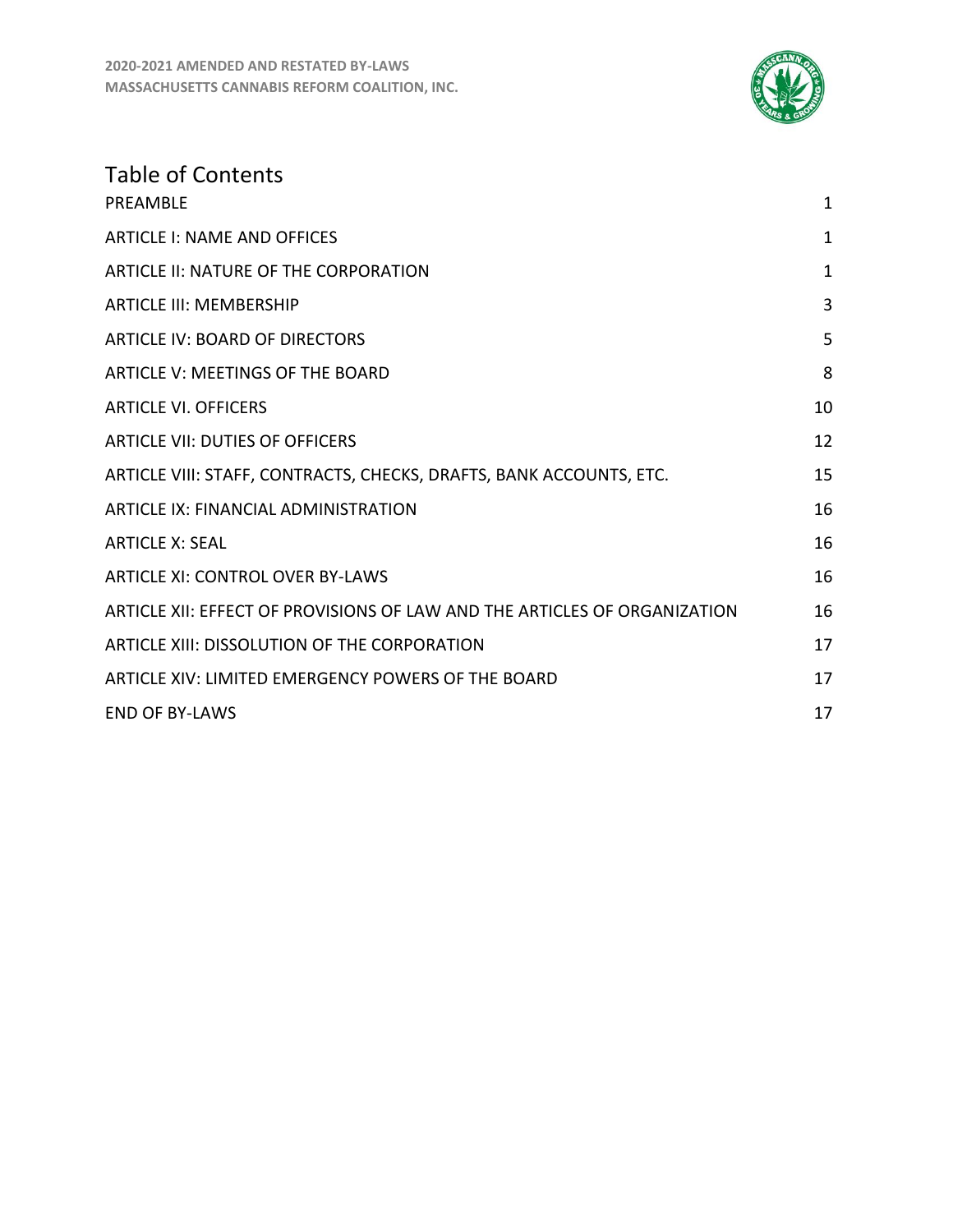# Table of Contents

| | |
|---|---|
| PREAMBLE | 1 |
| ARTICLE I: NAME AND OFFICES | 1 |
| ARTICLE II: NATURE OF THE CORPORATION | 1 |
| ARTICLE III: MEMBERSHIP | 3 |
| ARTICLE IV: BOARD OF DIRECTORS | 5 |
| ARTICLE V: MEETINGS OF THE BOARD | 8 |
| ARTICLE VI. OFFICERS | 10 |
| ARTICLE VII: DUTIES OF OFFICERS | 12 |
| ARTICLE VIII: STAFF, CONTRACTS, CHECKS, DRAFTS, BANK ACCOUNTS, ETC. | 15 |
| ARTICLE IX: FINANCIAL ADMINISTRATION | 16 |
| ARTICLE X: SEAL | 16 |
| ARTICLE XI: CONTROL OVER BY-LAWS | 16 |
| ARTICLE XII: EFFECT OF PROVISIONS OF LAW AND THE ARTICLES OF ORGANIZATION | 16 |
| ARTICLE XIII: DISSOLUTION OF THE CORPORATION | 17 |
| ARTICLE XIV: LIMITED EMERGENCY POWERS OF THE BOARD | 17 |
| END OF BY-LAWS | 17 |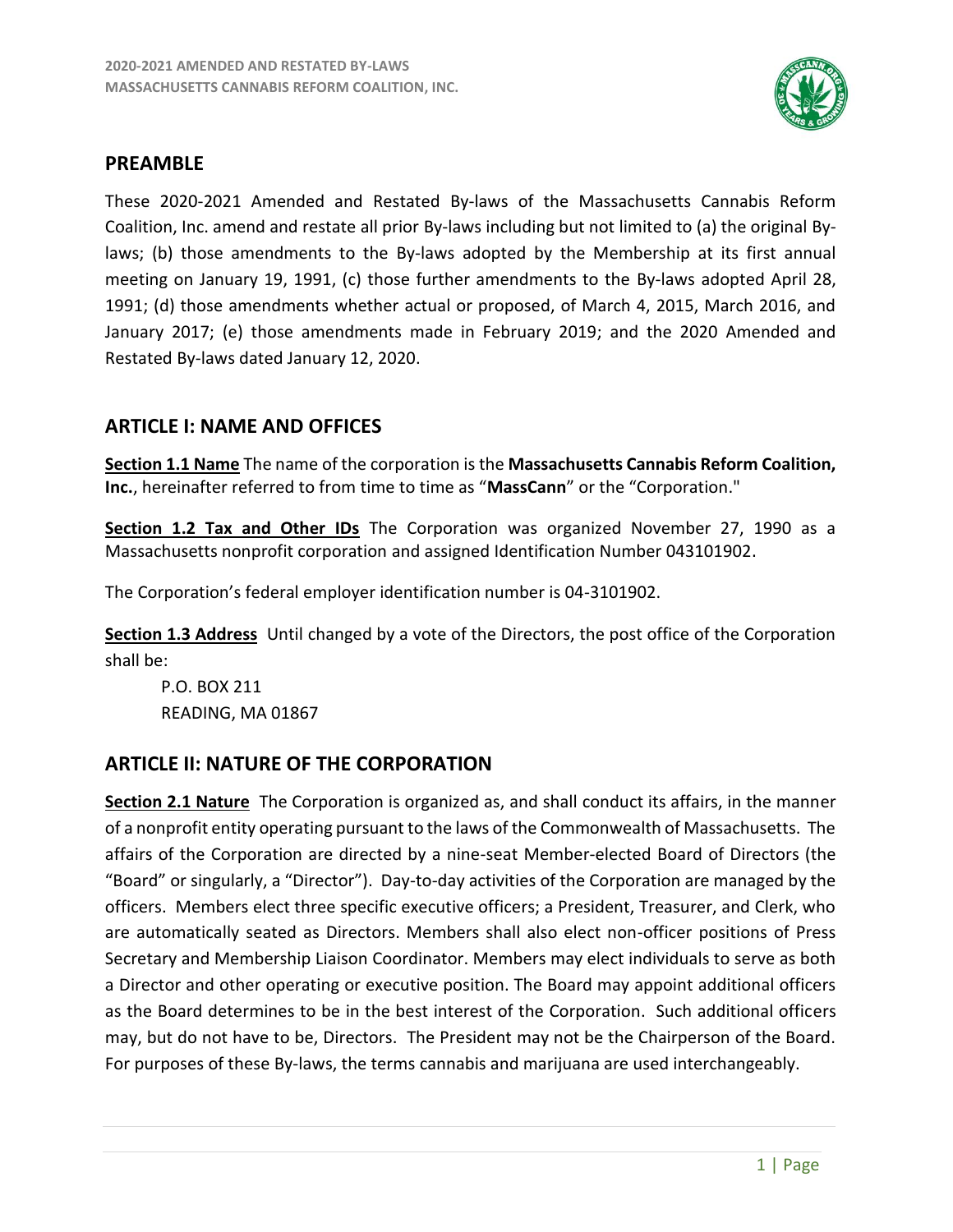## PREAMBLE

These 2020-2021 Amended and Restated By-laws of the Massachusetts Cannabis Reform Coalition, Inc. amend and restate all prior By-laws including but not limited to (a) the original By-laws; (b) those amendments to the By-laws adopted by the Membership at its first annual meeting on January 19, 1991, (c) those further amendments to the By-laws adopted April 28, 1991; (d) those amendments whether actual or proposed, of March 4, 2015, March 2016, and January 2017; (e) those amendments made in February 2019; and the 2020 Amended and Restated By-laws dated January 12, 2020.

## ARTICLE I: NAME AND OFFICES

**Section 1.1 Name** The name of the corporation is the **Massachusetts Cannabis Reform Coalition, Inc.**, hereinafter referred to from time to time as "**MassCann**" or the "Corporation."

**Section 1.2 Tax and Other IDs** The Corporation was organized November 27, 1990 as a Massachusetts nonprofit corporation and assigned Identification Number 043101902.

The Corporation's federal employer identification number is 04-3101902.

**Section 1.3 Address** Until changed by a vote of the Directors, the post office of the Corporation shall be:

P.O. BOX 211
READING, MA 01867

## ARTICLE II: NATURE OF THE CORPORATION

**Section 2.1 Nature** The Corporation is organized as, and shall conduct its affairs, in the manner of a nonprofit entity operating pursuant to the laws of the Commonwealth of Massachusetts. The affairs of the Corporation are directed by a nine-seat Member-elected Board of Directors (the "Board" or singularly, a "Director"). Day-to-day activities of the Corporation are managed by the officers. Members elect three specific executive officers; a President, Treasurer, and Clerk, who are automatically seated as Directors. Members shall also elect non-officer positions of Press Secretary and Membership Liaison Coordinator. Members may elect individuals to serve as both a Director and other operating or executive position. The Board may appoint additional officers as the Board determines to be in the best interest of the Corporation. Such additional officers may, but do not have to be, Directors. The President may not be the Chairperson of the Board. For purposes of these By-laws, the terms cannabis and marijuana are used interchangeably.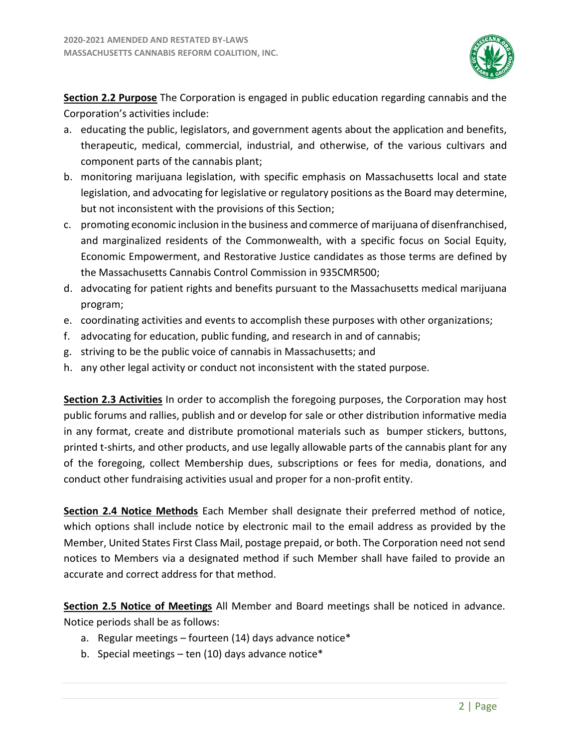**<u>Section 2.2 Purpose</u>** The Corporation is engaged in public education regarding cannabis and the Corporation's activities include:

a. educating the public, legislators, and government agents about the application and benefits, therapeutic, medical, commercial, industrial, and otherwise, of the various cultivars and component parts of the cannabis plant;
b. monitoring marijuana legislation, with specific emphasis on Massachusetts local and state legislation, and advocating for legislative or regulatory positions as the Board may determine, but not inconsistent with the provisions of this Section;
c. promoting economic inclusion in the business and commerce of marijuana of disenfranchised, and marginalized residents of the Commonwealth, with a specific focus on Social Equity, Economic Empowerment, and Restorative Justice candidates as those terms are defined by the Massachusetts Cannabis Control Commission in 935CMR500;
d. advocating for patient rights and benefits pursuant to the Massachusetts medical marijuana program;
e. coordinating activities and events to accomplish these purposes with other organizations;
f. advocating for education, public funding, and research in and of cannabis;
g. striving to be the public voice of cannabis in Massachusetts; and
h. any other legal activity or conduct not inconsistent with the stated purpose.

**<u>Section 2.3 Activities</u>** In order to accomplish the foregoing purposes, the Corporation may host public forums and rallies, publish and or develop for sale or other distribution informative media in any format, create and distribute promotional materials such as bumper stickers, buttons, printed t-shirts, and other products, and use legally allowable parts of the cannabis plant for any of the foregoing, collect Membership dues, subscriptions or fees for media, donations, and conduct other fundraising activities usual and proper for a non-profit entity.

**<u>Section 2.4 Notice Methods</u>** Each Member shall designate their preferred method of notice, which options shall include notice by electronic mail to the email address as provided by the Member, United States First Class Mail, postage prepaid, or both. The Corporation need not send notices to Members via a designated method if such Member shall have failed to provide an accurate and correct address for that method.

**<u>Section 2.5 Notice of Meetings</u>** All Member and Board meetings shall be noticed in advance. Notice periods shall be as follows:

a. Regular meetings – fourteen (14) days advance notice*
b. Special meetings – ten (10) days advance notice*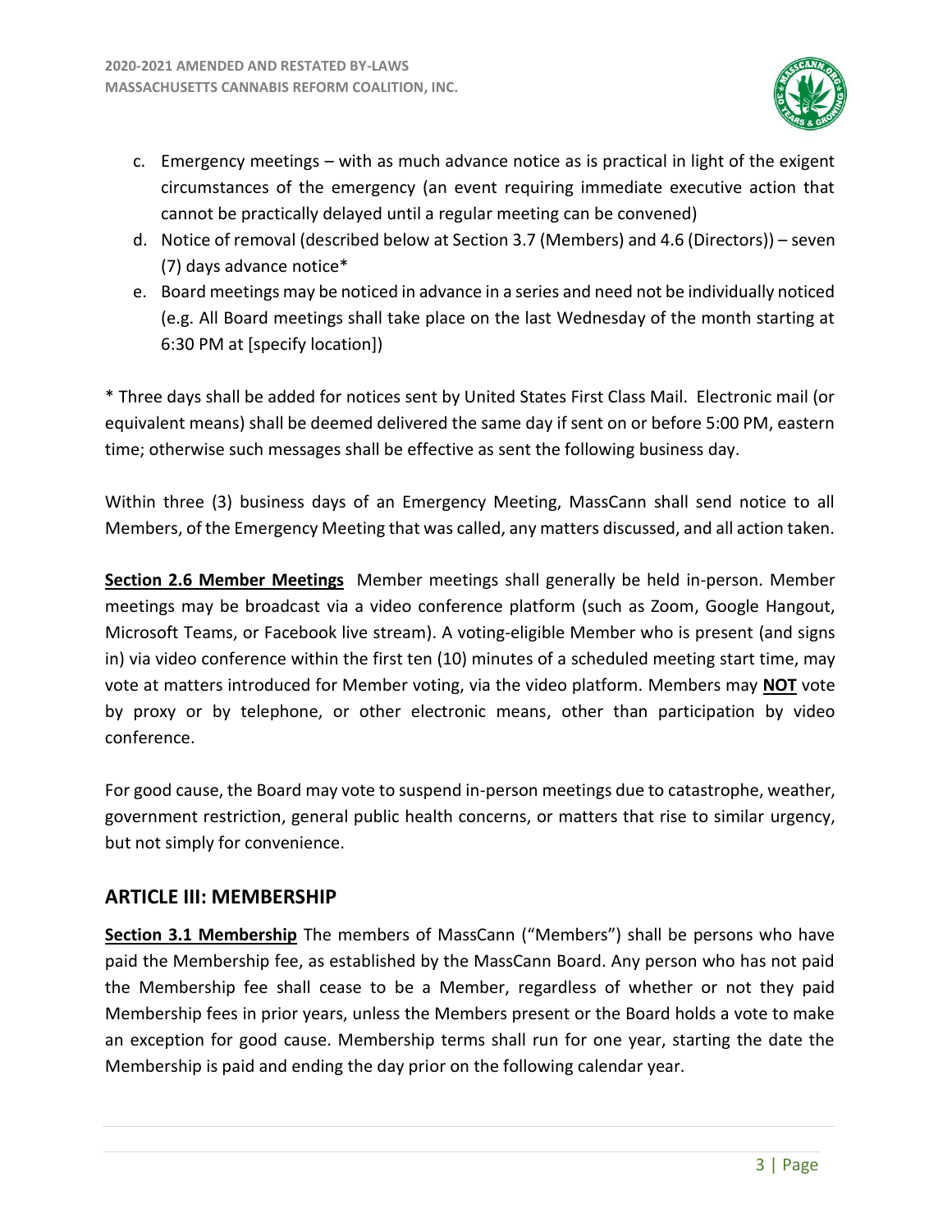c. Emergency meetings – with as much advance notice as is practical in light of the exigent circumstances of the emergency (an event requiring immediate executive action that cannot be practically delayed until a regular meeting can be convened)
d. Notice of removal (described below at Section 3.7 (Members) and 4.6 (Directors)) – seven (7) days advance notice*
e. Board meetings may be noticed in advance in a series and need not be individually noticed (e.g. All Board meetings shall take place on the last Wednesday of the month starting at 6:30 PM at [specify location])

* Three days shall be added for notices sent by United States First Class Mail. Electronic mail (or equivalent means) shall be deemed delivered the same day if sent on or before 5:00 PM, eastern time; otherwise such messages shall be effective as sent the following business day.

Within three (3) business days of an Emergency Meeting, MassCann shall send notice to all Members, of the Emergency Meeting that was called, any matters discussed, and all action taken.

**Section 2.6 Member Meetings** Member meetings shall generally be held in-person. Member meetings may be broadcast via a video conference platform (such as Zoom, Google Hangout, Microsoft Teams, or Facebook live stream). A voting-eligible Member who is present (and signs in) via video conference within the first ten (10) minutes of a scheduled meeting start time, may vote at matters introduced for Member voting, via the video platform. Members may **NOT** vote by proxy or by telephone, or other electronic means, other than participation by video conference.

For good cause, the Board may vote to suspend in-person meetings due to catastrophe, weather, government restriction, general public health concerns, or matters that rise to similar urgency, but not simply for convenience.

## ARTICLE III: MEMBERSHIP

**Section 3.1 Membership** The members of MassCann ("Members") shall be persons who have paid the Membership fee, as established by the MassCann Board. Any person who has not paid the Membership fee shall cease to be a Member, regardless of whether or not they paid Membership fees in prior years, unless the Members present or the Board holds a vote to make an exception for good cause. Membership terms shall run for one year, starting the date the Membership is paid and ending the day prior on the following calendar year.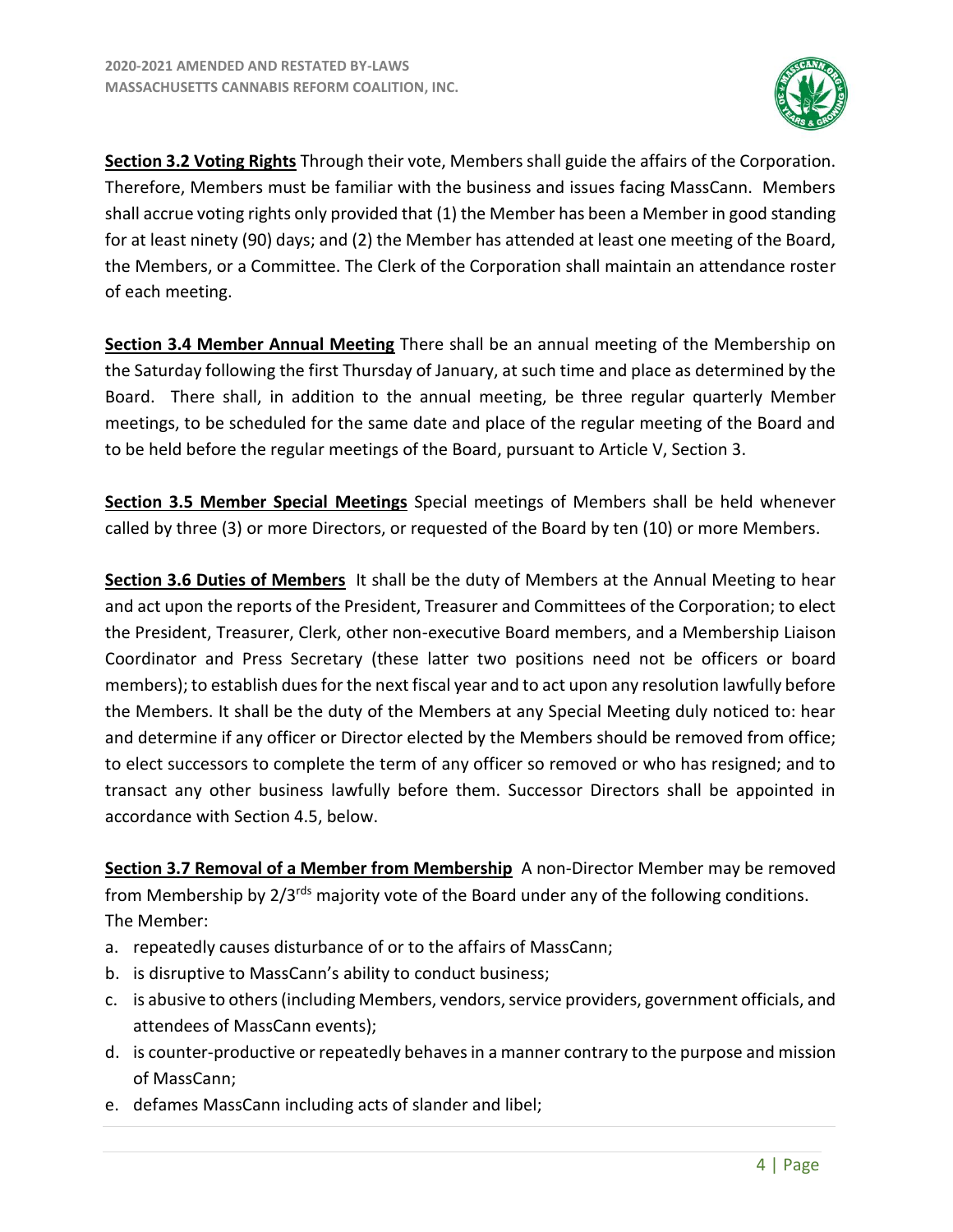**Section 3.2 Voting Rights** Through their vote, Members shall guide the affairs of the Corporation. Therefore, Members must be familiar with the business and issues facing MassCann. Members shall accrue voting rights only provided that (1) the Member has been a Member in good standing for at least ninety (90) days; and (2) the Member has attended at least one meeting of the Board, the Members, or a Committee. The Clerk of the Corporation shall maintain an attendance roster of each meeting.

**Section 3.4 Member Annual Meeting** There shall be an annual meeting of the Membership on the Saturday following the first Thursday of January, at such time and place as determined by the Board. There shall, in addition to the annual meeting, be three regular quarterly Member meetings, to be scheduled for the same date and place of the regular meeting of the Board and to be held before the regular meetings of the Board, pursuant to Article V, Section 3.

**Section 3.5 Member Special Meetings** Special meetings of Members shall be held whenever called by three (3) or more Directors, or requested of the Board by ten (10) or more Members.

**Section 3.6 Duties of Members** It shall be the duty of Members at the Annual Meeting to hear and act upon the reports of the President, Treasurer and Committees of the Corporation; to elect the President, Treasurer, Clerk, other non-executive Board members, and a Membership Liaison Coordinator and Press Secretary (these latter two positions need not be officers or board members); to establish dues for the next fiscal year and to act upon any resolution lawfully before the Members. It shall be the duty of the Members at any Special Meeting duly noticed to: hear and determine if any officer or Director elected by the Members should be removed from office; to elect successors to complete the term of any officer so removed or who has resigned; and to transact any other business lawfully before them. Successor Directors shall be appointed in accordance with Section 4.5, below.

**Section 3.7 Removal of a Member from Membership** A non-Director Member may be removed from Membership by 2/3rds majority vote of the Board under any of the following conditions. The Member:

a. repeatedly causes disturbance of or to the affairs of MassCann;
b. is disruptive to MassCann's ability to conduct business;
c. is abusive to others (including Members, vendors, service providers, government officials, and attendees of MassCann events);
d. is counter-productive or repeatedly behaves in a manner contrary to the purpose and mission of MassCann;
e. defames MassCann including acts of slander and libel;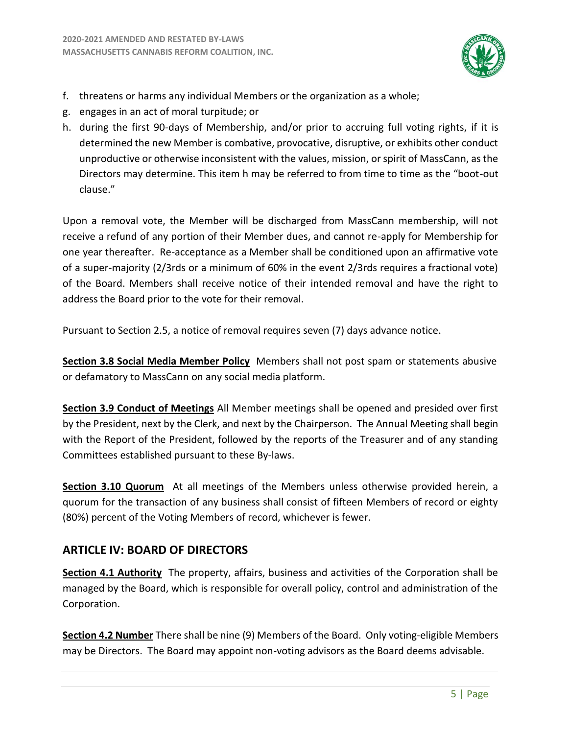f. threatens or harms any individual Members or the organization as a whole;
g. engages in an act of moral turpitude; or
h. during the first 90-days of Membership, and/or prior to accruing full voting rights, if it is determined the new Member is combative, provocative, disruptive, or exhibits other conduct unproductive or otherwise inconsistent with the values, mission, or spirit of MassCann, as the Directors may determine. This item h may be referred to from time to time as the "boot-out clause."

Upon a removal vote, the Member will be discharged from MassCann membership, will not receive a refund of any portion of their Member dues, and cannot re-apply for Membership for one year thereafter. Re-acceptance as a Member shall be conditioned upon an affirmative vote of a super-majority (2/3rds or a minimum of 60% in the event 2/3rds requires a fractional vote) of the Board. Members shall receive notice of their intended removal and have the right to address the Board prior to the vote for their removal.

Pursuant to Section 2.5, a notice of removal requires seven (7) days advance notice.

**Section 3.8 Social Media Member Policy** Members shall not post spam or statements abusive or defamatory to MassCann on any social media platform.

**Section 3.9 Conduct of Meetings** All Member meetings shall be opened and presided over first by the President, next by the Clerk, and next by the Chairperson. The Annual Meeting shall begin with the Report of the President, followed by the reports of the Treasurer and of any standing Committees established pursuant to these By-laws.

**Section 3.10 Quorum** At all meetings of the Members unless otherwise provided herein, a quorum for the transaction of any business shall consist of fifteen Members of record or eighty (80%) percent of the Voting Members of record, whichever is fewer.

## ARTICLE IV: BOARD OF DIRECTORS

**Section 4.1 Authority** The property, affairs, business and activities of the Corporation shall be managed by the Board, which is responsible for overall policy, control and administration of the Corporation.

**Section 4.2 Number** There shall be nine (9) Members of the Board. Only voting-eligible Members may be Directors. The Board may appoint non-voting advisors as the Board deems advisable.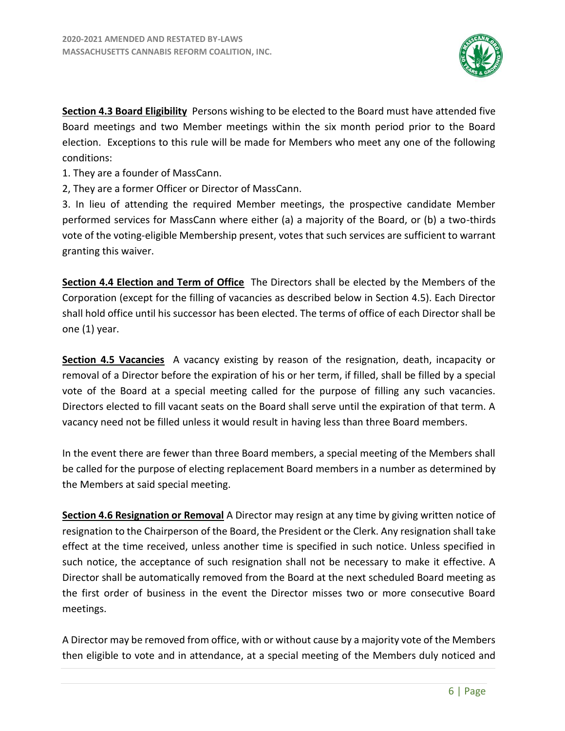**Section 4.3 Board Eligibility** Persons wishing to be elected to the Board must have attended five Board meetings and two Member meetings within the six month period prior to the Board election. Exceptions to this rule will be made for Members who meet any one of the following conditions:

1. They are a founder of MassCann.
2, They are a former Officer or Director of MassCann.
3. In lieu of attending the required Member meetings, the prospective candidate Member performed services for MassCann where either (a) a majority of the Board, or (b) a two-thirds vote of the voting-eligible Membership present, votes that such services are sufficient to warrant granting this waiver.

**Section 4.4 Election and Term of Office** The Directors shall be elected by the Members of the Corporation (except for the filling of vacancies as described below in Section 4.5). Each Director shall hold office until his successor has been elected. The terms of office of each Director shall be one (1) year.

**Section 4.5 Vacancies** A vacancy existing by reason of the resignation, death, incapacity or removal of a Director before the expiration of his or her term, if filled, shall be filled by a special vote of the Board at a special meeting called for the purpose of filling any such vacancies. Directors elected to fill vacant seats on the Board shall serve until the expiration of that term. A vacancy need not be filled unless it would result in having less than three Board members.

In the event there are fewer than three Board members, a special meeting of the Members shall be called for the purpose of electing replacement Board members in a number as determined by the Members at said special meeting.

**Section 4.6 Resignation or Removal** A Director may resign at any time by giving written notice of resignation to the Chairperson of the Board, the President or the Clerk. Any resignation shall take effect at the time received, unless another time is specified in such notice. Unless specified in such notice, the acceptance of such resignation shall not be necessary to make it effective. A Director shall be automatically removed from the Board at the next scheduled Board meeting as the first order of business in the event the Director misses two or more consecutive Board meetings.

A Director may be removed from office, with or without cause by a majority vote of the Members then eligible to vote and in attendance, at a special meeting of the Members duly noticed and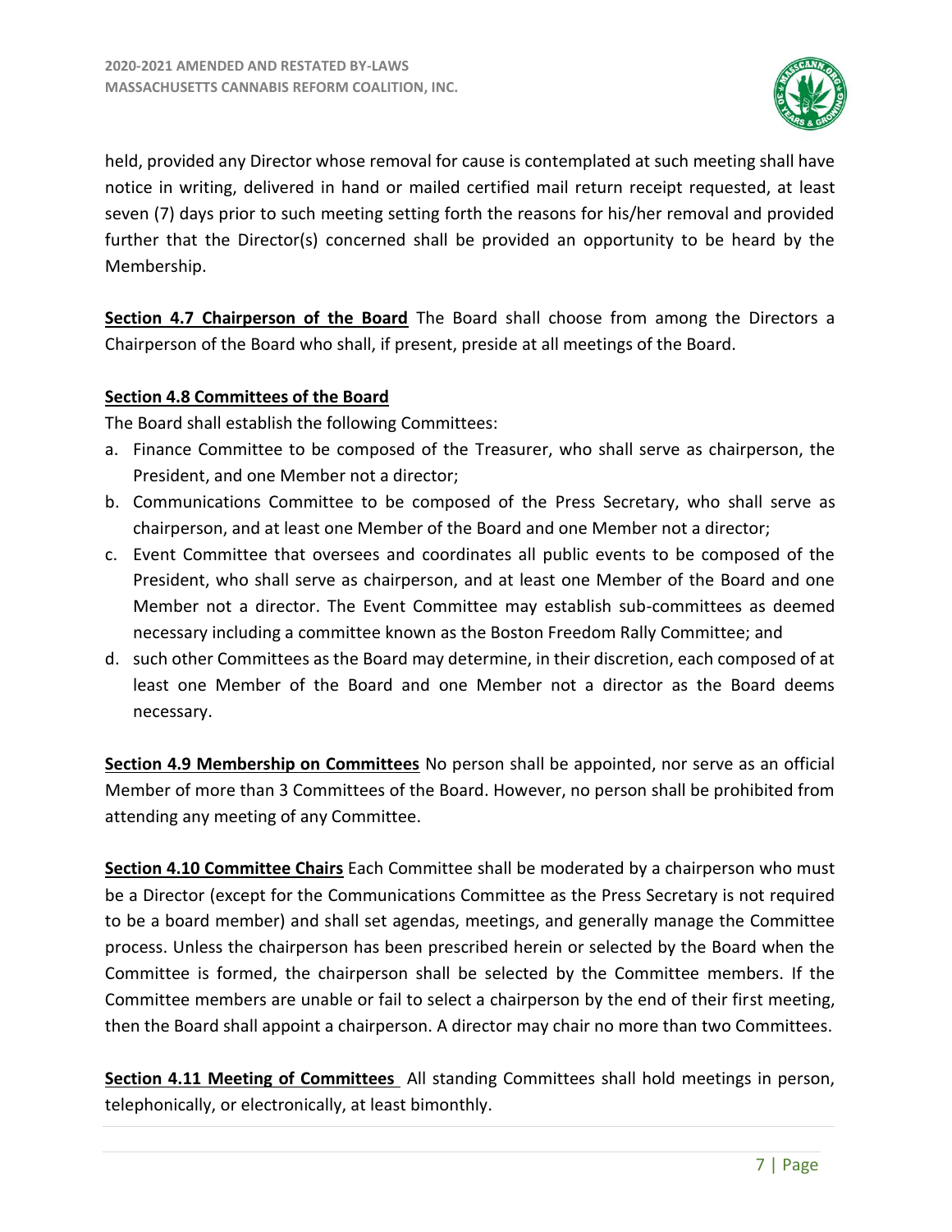held, provided any Director whose removal for cause is contemplated at such meeting shall have notice in writing, delivered in hand or mailed certified mail return receipt requested, at least seven (7) days prior to such meeting setting forth the reasons for his/her removal and provided further that the Director(s) concerned shall be provided an opportunity to be heard by the Membership.

**Section 4.7 Chairperson of the Board** The Board shall choose from among the Directors a Chairperson of the Board who shall, if present, preside at all meetings of the Board.

**Section 4.8 Committees of the Board**

The Board shall establish the following Committees:

a. Finance Committee to be composed of the Treasurer, who shall serve as chairperson, the President, and one Member not a director;
b. Communications Committee to be composed of the Press Secretary, who shall serve as chairperson, and at least one Member of the Board and one Member not a director;
c. Event Committee that oversees and coordinates all public events to be composed of the President, who shall serve as chairperson, and at least one Member of the Board and one Member not a director. The Event Committee may establish sub-committees as deemed necessary including a committee known as the Boston Freedom Rally Committee; and
d. such other Committees as the Board may determine, in their discretion, each composed of at least one Member of the Board and one Member not a director as the Board deems necessary.

**Section 4.9 Membership on Committees** No person shall be appointed, nor serve as an official Member of more than 3 Committees of the Board. However, no person shall be prohibited from attending any meeting of any Committee.

**Section 4.10 Committee Chairs** Each Committee shall be moderated by a chairperson who must be a Director (except for the Communications Committee as the Press Secretary is not required to be a board member) and shall set agendas, meetings, and generally manage the Committee process. Unless the chairperson has been prescribed herein or selected by the Board when the Committee is formed, the chairperson shall be selected by the Committee members. If the Committee members are unable or fail to select a chairperson by the end of their first meeting, then the Board shall appoint a chairperson. A director may chair no more than two Committees.

**Section 4.11 Meeting of Committees** All standing Committees shall hold meetings in person, telephonically, or electronically, at least bimonthly.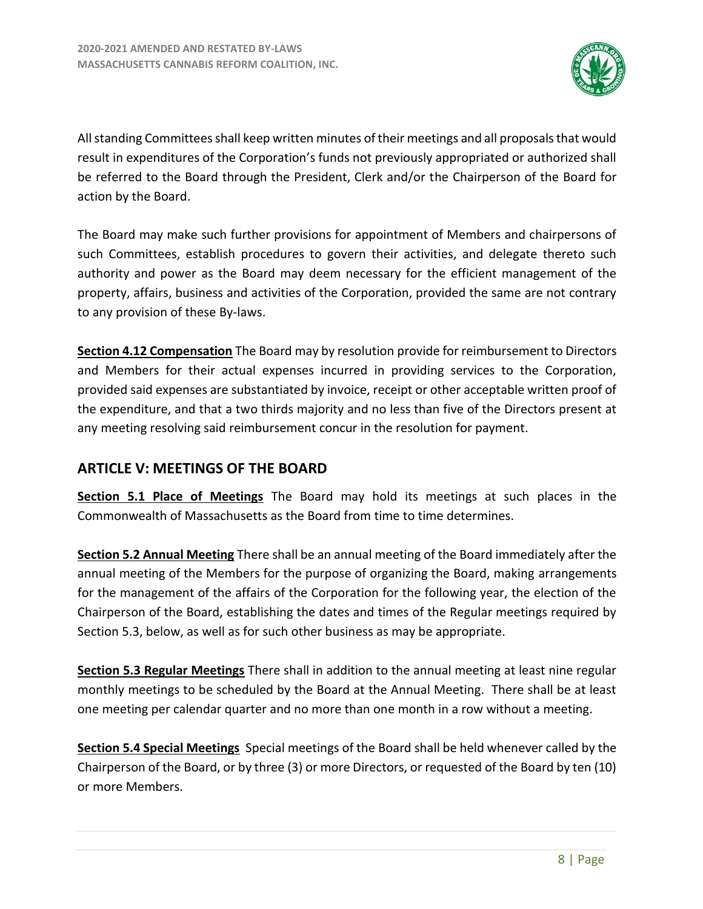All standing Committees shall keep written minutes of their meetings and all proposals that would result in expenditures of the Corporation's funds not previously appropriated or authorized shall be referred to the Board through the President, Clerk and/or the Chairperson of the Board for action by the Board.

The Board may make such further provisions for appointment of Members and chairpersons of such Committees, establish procedures to govern their activities, and delegate thereto such authority and power as the Board may deem necessary for the efficient management of the property, affairs, business and activities of the Corporation, provided the same are not contrary to any provision of these By-laws.

**Section 4.12 Compensation** The Board may by resolution provide for reimbursement to Directors and Members for their actual expenses incurred in providing services to the Corporation, provided said expenses are substantiated by invoice, receipt or other acceptable written proof of the expenditure, and that a two thirds majority and no less than five of the Directors present at any meeting resolving said reimbursement concur in the resolution for payment.

## ARTICLE V: MEETINGS OF THE BOARD

**Section 5.1 Place of Meetings** The Board may hold its meetings at such places in the Commonwealth of Massachusetts as the Board from time to time determines.

**Section 5.2 Annual Meeting** There shall be an annual meeting of the Board immediately after the annual meeting of the Members for the purpose of organizing the Board, making arrangements for the management of the affairs of the Corporation for the following year, the election of the Chairperson of the Board, establishing the dates and times of the Regular meetings required by Section 5.3, below, as well as for such other business as may be appropriate.

**Section 5.3 Regular Meetings** There shall in addition to the annual meeting at least nine regular monthly meetings to be scheduled by the Board at the Annual Meeting. There shall be at least one meeting per calendar quarter and no more than one month in a row without a meeting.

**Section 5.4 Special Meetings** Special meetings of the Board shall be held whenever called by the Chairperson of the Board, or by three (3) or more Directors, or requested of the Board by ten (10) or more Members.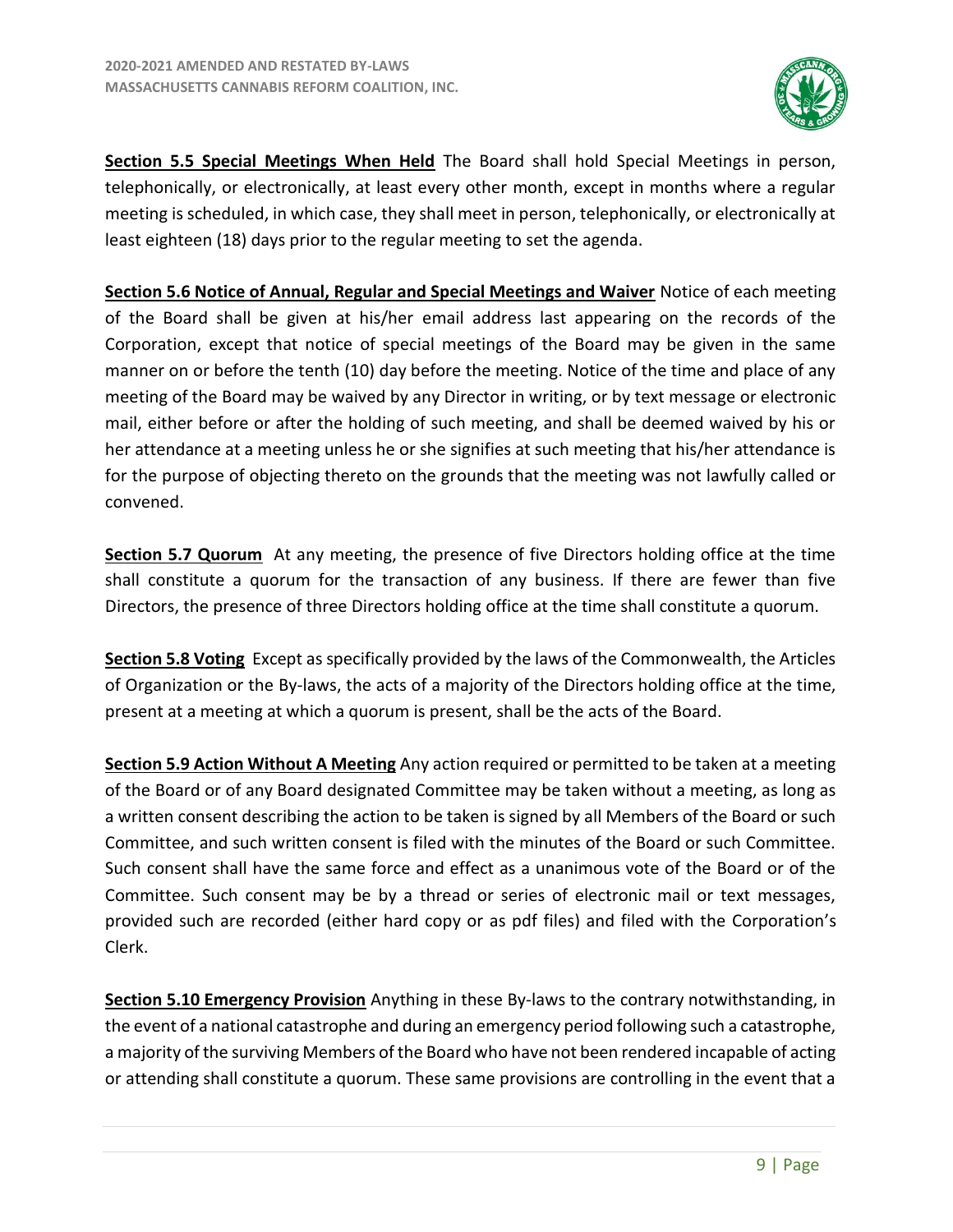**Section 5.5 Special Meetings When Held** The Board shall hold Special Meetings in person, telephonically, or electronically, at least every other month, except in months where a regular meeting is scheduled, in which case, they shall meet in person, telephonically, or electronically at least eighteen (18) days prior to the regular meeting to set the agenda.

**Section 5.6 Notice of Annual, Regular and Special Meetings and Waiver** Notice of each meeting of the Board shall be given at his/her email address last appearing on the records of the Corporation, except that notice of special meetings of the Board may be given in the same manner on or before the tenth (10) day before the meeting. Notice of the time and place of any meeting of the Board may be waived by any Director in writing, or by text message or electronic mail, either before or after the holding of such meeting, and shall be deemed waived by his or her attendance at a meeting unless he or she signifies at such meeting that his/her attendance is for the purpose of objecting thereto on the grounds that the meeting was not lawfully called or convened.

**Section 5.7 Quorum** At any meeting, the presence of five Directors holding office at the time shall constitute a quorum for the transaction of any business. If there are fewer than five Directors, the presence of three Directors holding office at the time shall constitute a quorum.

**Section 5.8 Voting** Except as specifically provided by the laws of the Commonwealth, the Articles of Organization or the By-laws, the acts of a majority of the Directors holding office at the time, present at a meeting at which a quorum is present, shall be the acts of the Board.

**Section 5.9 Action Without A Meeting** Any action required or permitted to be taken at a meeting of the Board or of any Board designated Committee may be taken without a meeting, as long as a written consent describing the action to be taken is signed by all Members of the Board or such Committee, and such written consent is filed with the minutes of the Board or such Committee. Such consent shall have the same force and effect as a unanimous vote of the Board or of the Committee. Such consent may be by a thread or series of electronic mail or text messages, provided such are recorded (either hard copy or as pdf files) and filed with the Corporation's Clerk.

**Section 5.10 Emergency Provision** Anything in these By-laws to the contrary notwithstanding, in the event of a national catastrophe and during an emergency period following such a catastrophe, a majority of the surviving Members of the Board who have not been rendered incapable of acting or attending shall constitute a quorum. These same provisions are controlling in the event that a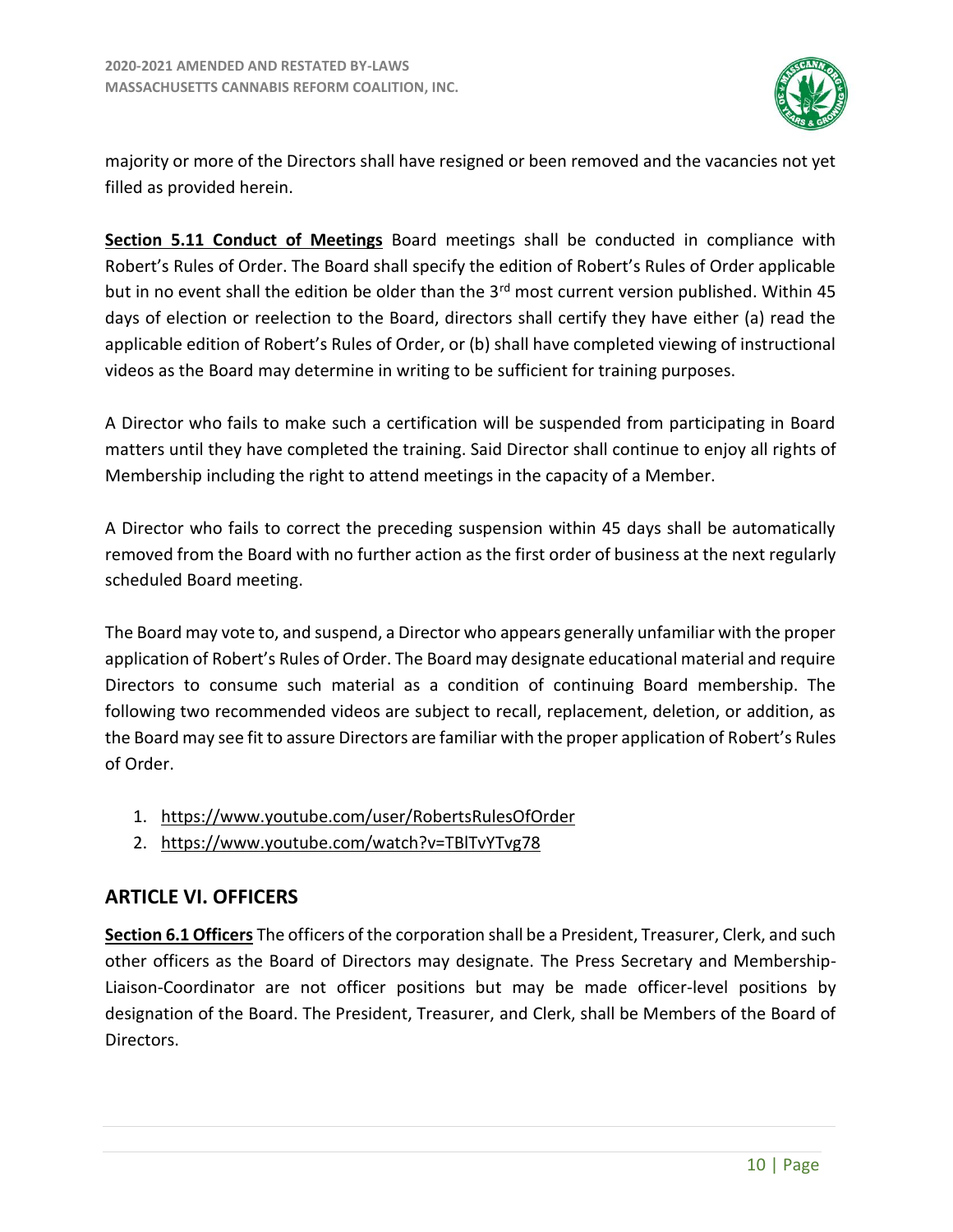majority or more of the Directors shall have resigned or been removed and the vacancies not yet filled as provided herein.

**Section 5.11 Conduct of Meetings** Board meetings shall be conducted in compliance with Robert's Rules of Order. The Board shall specify the edition of Robert's Rules of Order applicable but in no event shall the edition be older than the 3rd most current version published. Within 45 days of election or reelection to the Board, directors shall certify they have either (a) read the applicable edition of Robert's Rules of Order, or (b) shall have completed viewing of instructional videos as the Board may determine in writing to be sufficient for training purposes.

A Director who fails to make such a certification will be suspended from participating in Board matters until they have completed the training. Said Director shall continue to enjoy all rights of Membership including the right to attend meetings in the capacity of a Member.

A Director who fails to correct the preceding suspension within 45 days shall be automatically removed from the Board with no further action as the first order of business at the next regularly scheduled Board meeting.

The Board may vote to, and suspend, a Director who appears generally unfamiliar with the proper application of Robert's Rules of Order. The Board may designate educational material and require Directors to consume such material as a condition of continuing Board membership. The following two recommended videos are subject to recall, replacement, deletion, or addition, as the Board may see fit to assure Directors are familiar with the proper application of Robert's Rules of Order.

1. https://www.youtube.com/user/RobertsRulesOfOrder
2. https://www.youtube.com/watch?v=TBlTvYTvg78

## ARTICLE VI. OFFICERS

**Section 6.1 Officers** The officers of the corporation shall be a President, Treasurer, Clerk, and such other officers as the Board of Directors may designate. The Press Secretary and Membership-Liaison-Coordinator are not officer positions but may be made officer-level positions by designation of the Board. The President, Treasurer, and Clerk, shall be Members of the Board of Directors.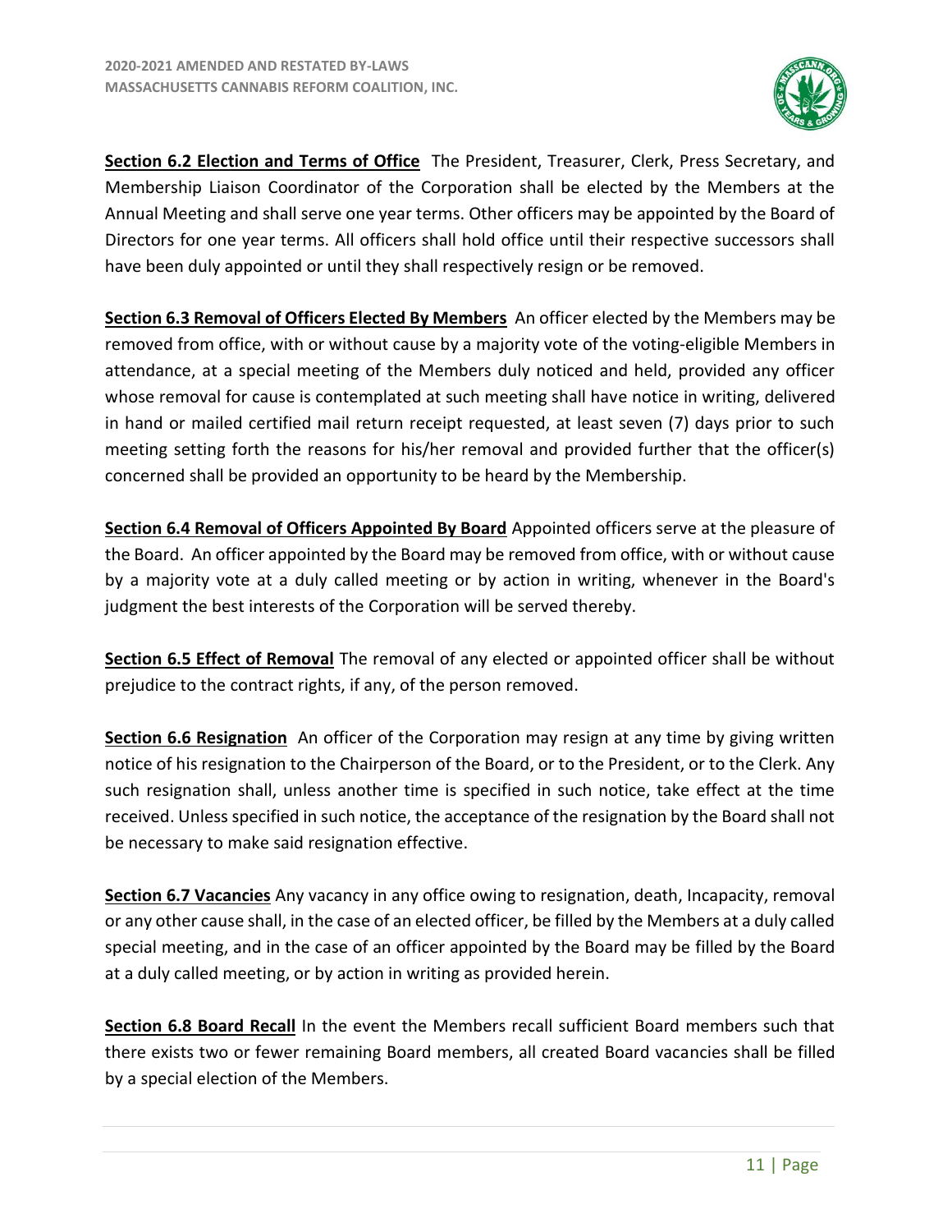**Section 6.2 Election and Terms of Office** The President, Treasurer, Clerk, Press Secretary, and Membership Liaison Coordinator of the Corporation shall be elected by the Members at the Annual Meeting and shall serve one year terms. Other officers may be appointed by the Board of Directors for one year terms. All officers shall hold office until their respective successors shall have been duly appointed or until they shall respectively resign or be removed.

**Section 6.3 Removal of Officers Elected By Members** An officer elected by the Members may be removed from office, with or without cause by a majority vote of the voting-eligible Members in attendance, at a special meeting of the Members duly noticed and held, provided any officer whose removal for cause is contemplated at such meeting shall have notice in writing, delivered in hand or mailed certified mail return receipt requested, at least seven (7) days prior to such meeting setting forth the reasons for his/her removal and provided further that the officer(s) concerned shall be provided an opportunity to be heard by the Membership.

**Section 6.4 Removal of Officers Appointed By Board** Appointed officers serve at the pleasure of the Board. An officer appointed by the Board may be removed from office, with or without cause by a majority vote at a duly called meeting or by action in writing, whenever in the Board's judgment the best interests of the Corporation will be served thereby.

**Section 6.5 Effect of Removal** The removal of any elected or appointed officer shall be without prejudice to the contract rights, if any, of the person removed.

**Section 6.6 Resignation** An officer of the Corporation may resign at any time by giving written notice of his resignation to the Chairperson of the Board, or to the President, or to the Clerk. Any such resignation shall, unless another time is specified in such notice, take effect at the time received. Unless specified in such notice, the acceptance of the resignation by the Board shall not be necessary to make said resignation effective.

**Section 6.7 Vacancies** Any vacancy in any office owing to resignation, death, Incapacity, removal or any other cause shall, in the case of an elected officer, be filled by the Members at a duly called special meeting, and in the case of an officer appointed by the Board may be filled by the Board at a duly called meeting, or by action in writing as provided herein.

**Section 6.8 Board Recall** In the event the Members recall sufficient Board members such that there exists two or fewer remaining Board members, all created Board vacancies shall be filled by a special election of the Members.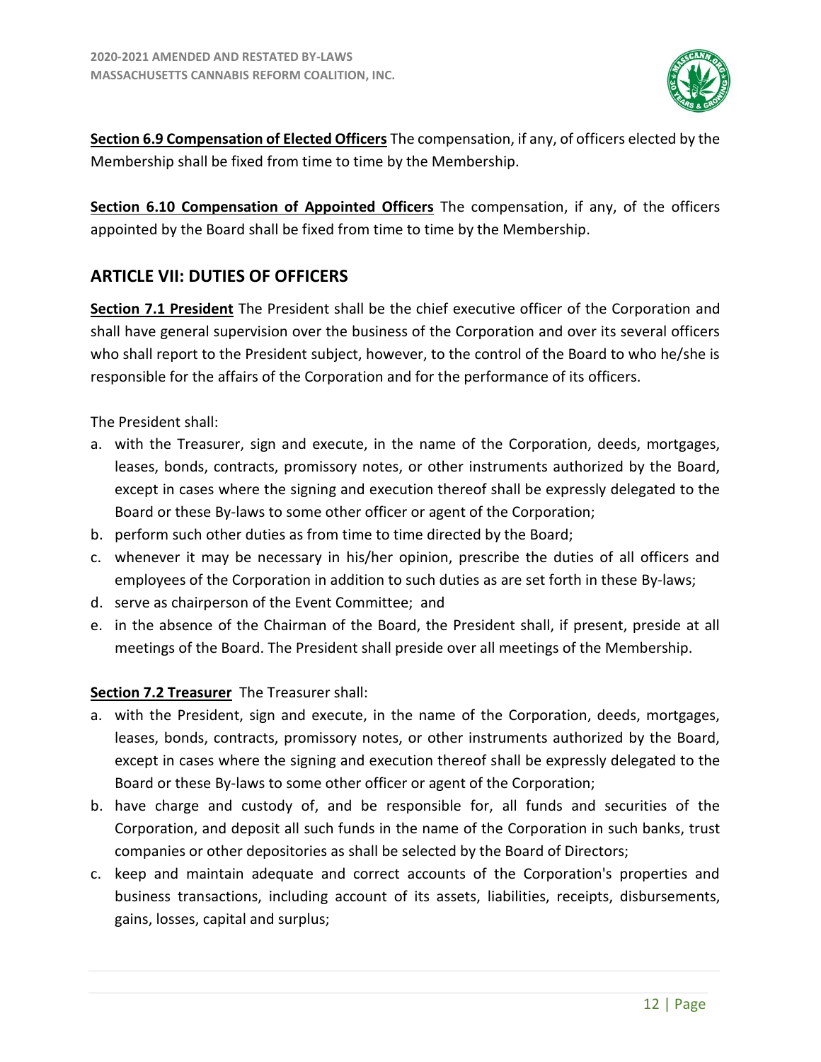**Section 6.9 Compensation of Elected Officers** The compensation, if any, of officers elected by the Membership shall be fixed from time to time by the Membership.

**Section 6.10 Compensation of Appointed Officers** The compensation, if any, of the officers appointed by the Board shall be fixed from time to time by the Membership.

## ARTICLE VII: DUTIES OF OFFICERS

**Section 7.1 President** The President shall be the chief executive officer of the Corporation and shall have general supervision over the business of the Corporation and over its several officers who shall report to the President subject, however, to the control of the Board to who he/she is responsible for the affairs of the Corporation and for the performance of its officers.

The President shall:

a. with the Treasurer, sign and execute, in the name of the Corporation, deeds, mortgages, leases, bonds, contracts, promissory notes, or other instruments authorized by the Board, except in cases where the signing and execution thereof shall be expressly delegated to the Board or these By-laws to some other officer or agent of the Corporation;
b. perform such other duties as from time to time directed by the Board;
c. whenever it may be necessary in his/her opinion, prescribe the duties of all officers and employees of the Corporation in addition to such duties as are set forth in these By-laws;
d. serve as chairperson of the Event Committee; and
e. in the absence of the Chairman of the Board, the President shall, if present, preside at all meetings of the Board. The President shall preside over all meetings of the Membership.

**Section 7.2 Treasurer** The Treasurer shall:

a. with the President, sign and execute, in the name of the Corporation, deeds, mortgages, leases, bonds, contracts, promissory notes, or other instruments authorized by the Board, except in cases where the signing and execution thereof shall be expressly delegated to the Board or these By-laws to some other officer or agent of the Corporation;
b. have charge and custody of, and be responsible for, all funds and securities of the Corporation, and deposit all such funds in the name of the Corporation in such banks, trust companies or other depositories as shall be selected by the Board of Directors;
c. keep and maintain adequate and correct accounts of the Corporation's properties and business transactions, including account of its assets, liabilities, receipts, disbursements, gains, losses, capital and surplus;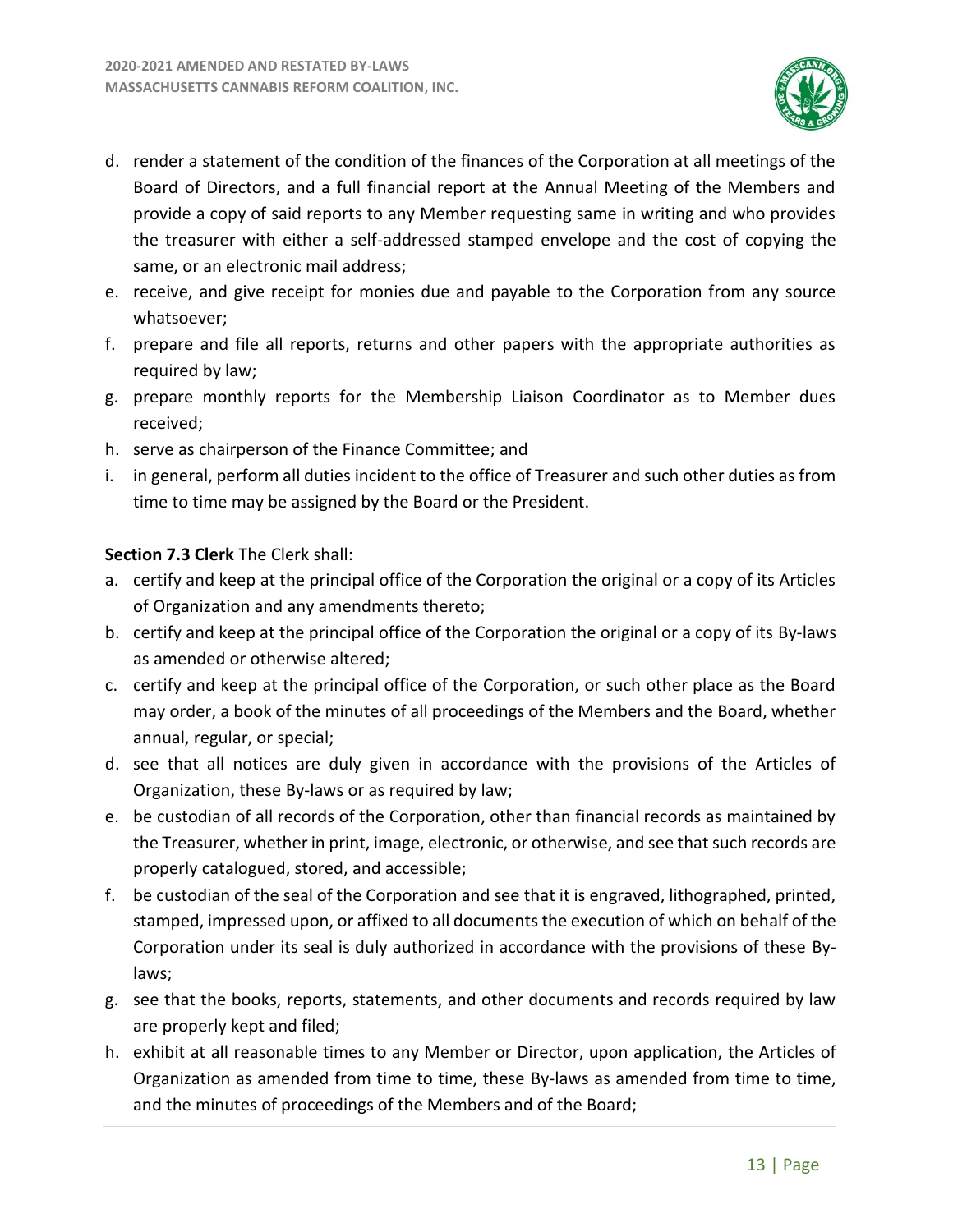d. render a statement of the condition of the finances of the Corporation at all meetings of the Board of Directors, and a full financial report at the Annual Meeting of the Members and provide a copy of said reports to any Member requesting same in writing and who provides the treasurer with either a self-addressed stamped envelope and the cost of copying the same, or an electronic mail address;
e. receive, and give receipt for monies due and payable to the Corporation from any source whatsoever;
f. prepare and file all reports, returns and other papers with the appropriate authorities as required by law;
g. prepare monthly reports for the Membership Liaison Coordinator as to Member dues received;
h. serve as chairperson of the Finance Committee; and
i. in general, perform all duties incident to the office of Treasurer and such other duties as from time to time may be assigned by the Board or the President.

**Section 7.3 Clerk** The Clerk shall:

a. certify and keep at the principal office of the Corporation the original or a copy of its Articles of Organization and any amendments thereto;
b. certify and keep at the principal office of the Corporation the original or a copy of its By-laws as amended or otherwise altered;
c. certify and keep at the principal office of the Corporation, or such other place as the Board may order, a book of the minutes of all proceedings of the Members and the Board, whether annual, regular, or special;
d. see that all notices are duly given in accordance with the provisions of the Articles of Organization, these By-laws or as required by law;
e. be custodian of all records of the Corporation, other than financial records as maintained by the Treasurer, whether in print, image, electronic, or otherwise, and see that such records are properly catalogued, stored, and accessible;
f. be custodian of the seal of the Corporation and see that it is engraved, lithographed, printed, stamped, impressed upon, or affixed to all documents the execution of which on behalf of the Corporation under its seal is duly authorized in accordance with the provisions of these By-laws;
g. see that the books, reports, statements, and other documents and records required by law are properly kept and filed;
h. exhibit at all reasonable times to any Member or Director, upon application, the Articles of Organization as amended from time to time, these By-laws as amended from time to time, and the minutes of proceedings of the Members and of the Board;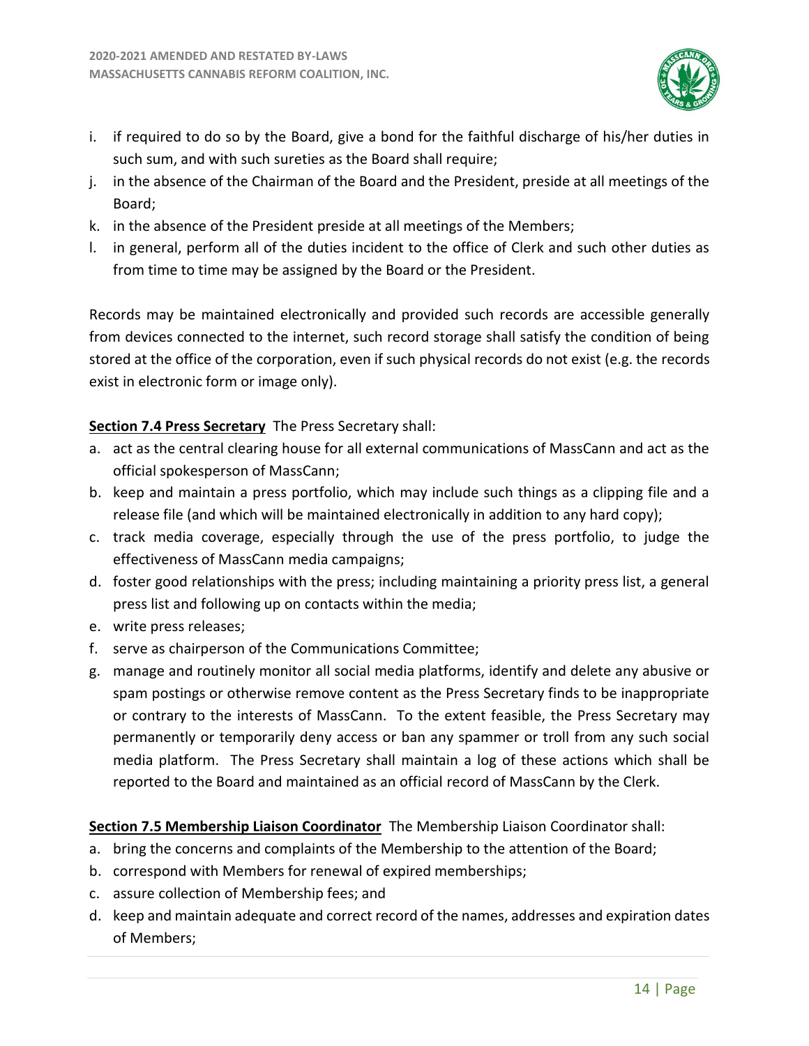i. if required to do so by the Board, give a bond for the faithful discharge of his/her duties in such sum, and with such sureties as the Board shall require;
j. in the absence of the Chairman of the Board and the President, preside at all meetings of the Board;
k. in the absence of the President preside at all meetings of the Members;
l. in general, perform all of the duties incident to the office of Clerk and such other duties as from time to time may be assigned by the Board or the President.

Records may be maintained electronically and provided such records are accessible generally from devices connected to the internet, such record storage shall satisfy the condition of being stored at the office of the corporation, even if such physical records do not exist (e.g. the records exist in electronic form or image only).

**Section 7.4 Press Secretary** The Press Secretary shall:

a. act as the central clearing house for all external communications of MassCann and act as the official spokesperson of MassCann;
b. keep and maintain a press portfolio, which may include such things as a clipping file and a release file (and which will be maintained electronically in addition to any hard copy);
c. track media coverage, especially through the use of the press portfolio, to judge the effectiveness of MassCann media campaigns;
d. foster good relationships with the press; including maintaining a priority press list, a general press list and following up on contacts within the media;
e. write press releases;
f. serve as chairperson of the Communications Committee;
g. manage and routinely monitor all social media platforms, identify and delete any abusive or spam postings or otherwise remove content as the Press Secretary finds to be inappropriate or contrary to the interests of MassCann. To the extent feasible, the Press Secretary may permanently or temporarily deny access or ban any spammer or troll from any such social media platform. The Press Secretary shall maintain a log of these actions which shall be reported to the Board and maintained as an official record of MassCann by the Clerk.

**Section 7.5 Membership Liaison Coordinator** The Membership Liaison Coordinator shall:

a. bring the concerns and complaints of the Membership to the attention of the Board;
b. correspond with Members for renewal of expired memberships;
c. assure collection of Membership fees; and
d. keep and maintain adequate and correct record of the names, addresses and expiration dates of Members;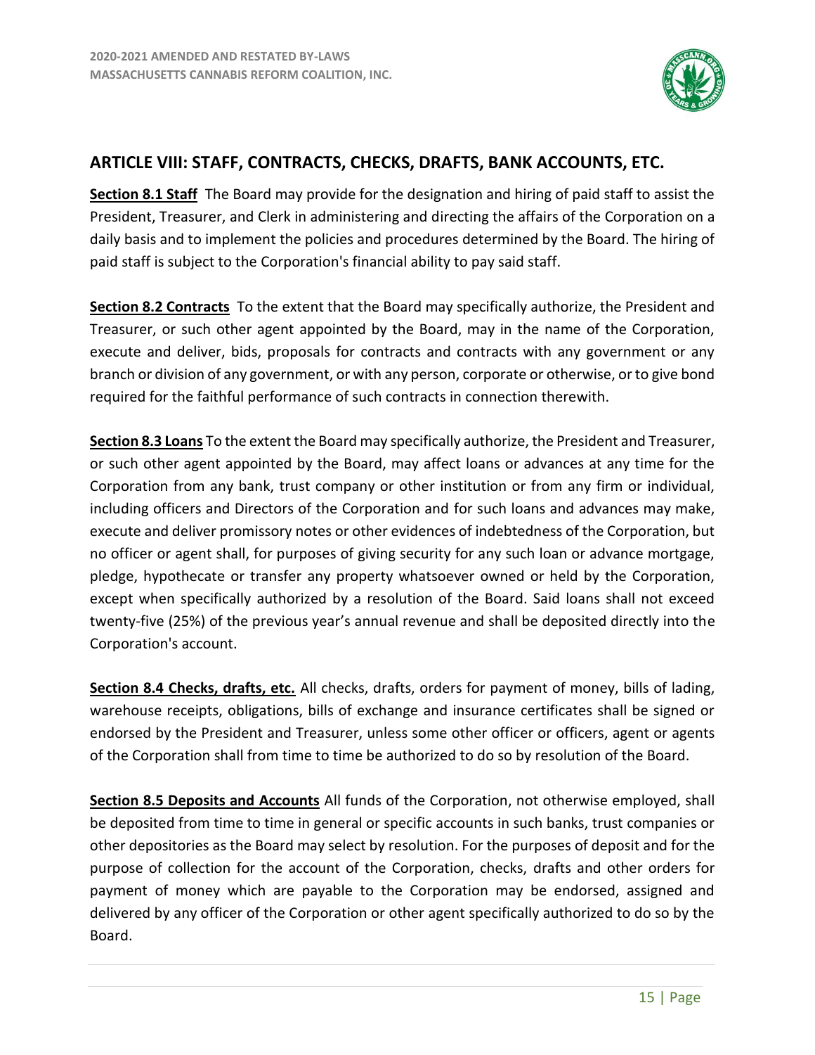## ARTICLE VIII: STAFF, CONTRACTS, CHECKS, DRAFTS, BANK ACCOUNTS, ETC.

**Section 8.1 Staff** The Board may provide for the designation and hiring of paid staff to assist the President, Treasurer, and Clerk in administering and directing the affairs of the Corporation on a daily basis and to implement the policies and procedures determined by the Board. The hiring of paid staff is subject to the Corporation's financial ability to pay said staff.

**Section 8.2 Contracts** To the extent that the Board may specifically authorize, the President and Treasurer, or such other agent appointed by the Board, may in the name of the Corporation, execute and deliver, bids, proposals for contracts and contracts with any government or any branch or division of any government, or with any person, corporate or otherwise, or to give bond required for the faithful performance of such contracts in connection therewith.

**Section 8.3 Loans** To the extent the Board may specifically authorize, the President and Treasurer, or such other agent appointed by the Board, may affect loans or advances at any time for the Corporation from any bank, trust company or other institution or from any firm or individual, including officers and Directors of the Corporation and for such loans and advances may make, execute and deliver promissory notes or other evidences of indebtedness of the Corporation, but no officer or agent shall, for purposes of giving security for any such loan or advance mortgage, pledge, hypothecate or transfer any property whatsoever owned or held by the Corporation, except when specifically authorized by a resolution of the Board. Said loans shall not exceed twenty-five (25%) of the previous year's annual revenue and shall be deposited directly into the Corporation's account.

**Section 8.4 Checks, drafts, etc.** All checks, drafts, orders for payment of money, bills of lading, warehouse receipts, obligations, bills of exchange and insurance certificates shall be signed or endorsed by the President and Treasurer, unless some other officer or officers, agent or agents of the Corporation shall from time to time be authorized to do so by resolution of the Board.

**Section 8.5 Deposits and Accounts** All funds of the Corporation, not otherwise employed, shall be deposited from time to time in general or specific accounts in such banks, trust companies or other depositories as the Board may select by resolution. For the purposes of deposit and for the purpose of collection for the account of the Corporation, checks, drafts and other orders for payment of money which are payable to the Corporation may be endorsed, assigned and delivered by any officer of the Corporation or other agent specifically authorized to do so by the Board.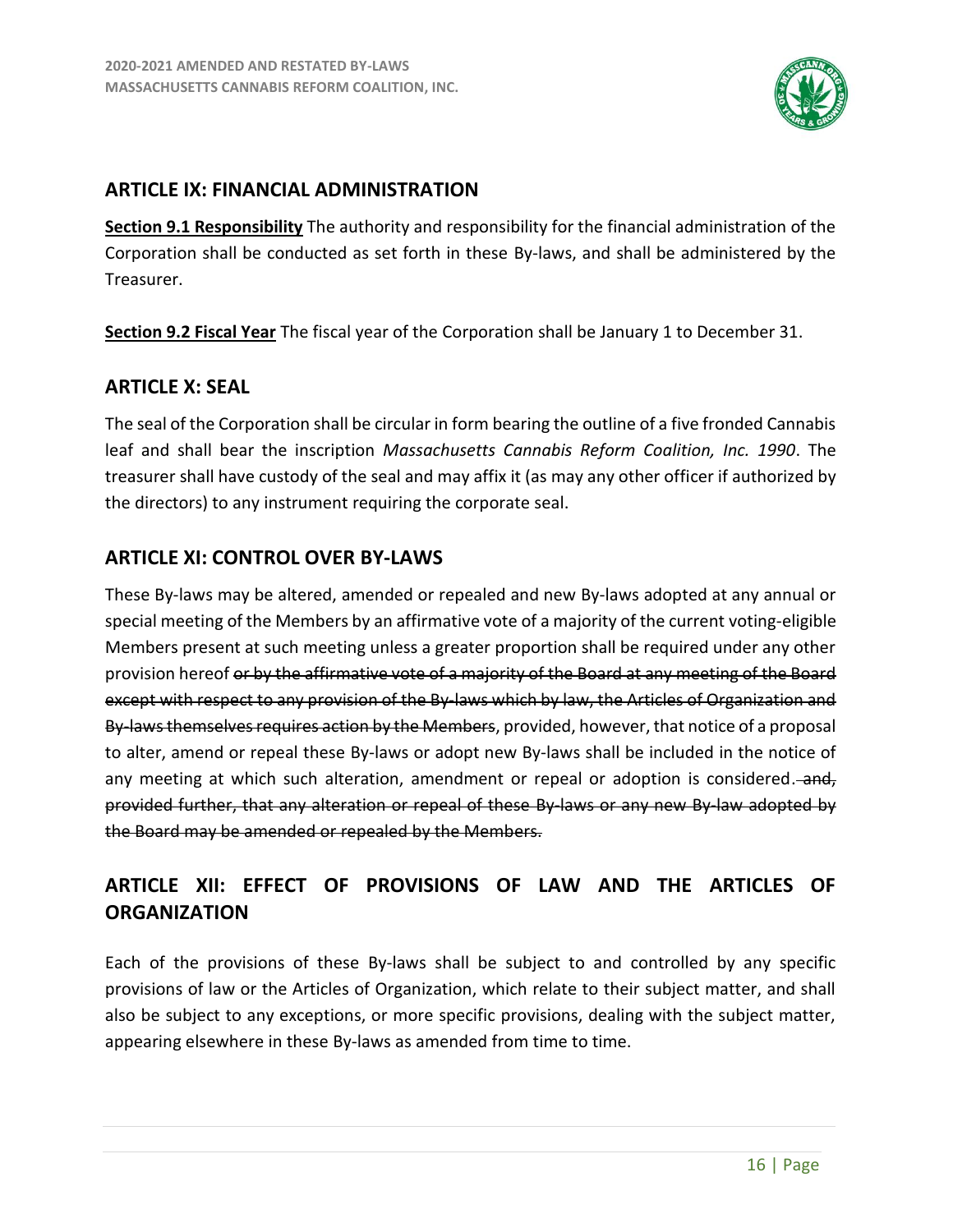## ARTICLE IX: FINANCIAL ADMINISTRATION

**<u>Section 9.1 Responsibility</u>** The authority and responsibility for the financial administration of the Corporation shall be conducted as set forth in these By-laws, and shall be administered by the Treasurer.

**<u>Section 9.2 Fiscal Year</u>** The fiscal year of the Corporation shall be January 1 to December 31.

## ARTICLE X: SEAL

The seal of the Corporation shall be circular in form bearing the outline of a five fronded Cannabis leaf and shall bear the inscription *Massachusetts Cannabis Reform Coalition, Inc. 1990*. The treasurer shall have custody of the seal and may affix it (as may any other officer if authorized by the directors) to any instrument requiring the corporate seal.

## ARTICLE XI: CONTROL OVER BY-LAWS

These By-laws may be altered, amended or repealed and new By-laws adopted at any annual or special meeting of the Members by an affirmative vote of a majority of the current voting-eligible Members present at such meeting unless a greater proportion shall be required under any other provision hereof ~~or by the affirmative vote of a majority of the Board at any meeting of the Board except with respect to any provision of the By-laws which by law, the Articles of Organization and By-laws themselves requires action by the Members~~, provided, however, that notice of a proposal to alter, amend or repeal these By-laws or adopt new By-laws shall be included in the notice of any meeting at which such alteration, amendment or repeal or adoption is considered. ~~and, provided further, that any alteration or repeal of these By-laws or any new By-law adopted by the Board may be amended or repealed by the Members.~~

## ARTICLE XII: EFFECT OF PROVISIONS OF LAW AND THE ARTICLES OF ORGANIZATION

Each of the provisions of these By-laws shall be subject to and controlled by any specific provisions of law or the Articles of Organization, which relate to their subject matter, and shall also be subject to any exceptions, or more specific provisions, dealing with the subject matter, appearing elsewhere in these By-laws as amended from time to time.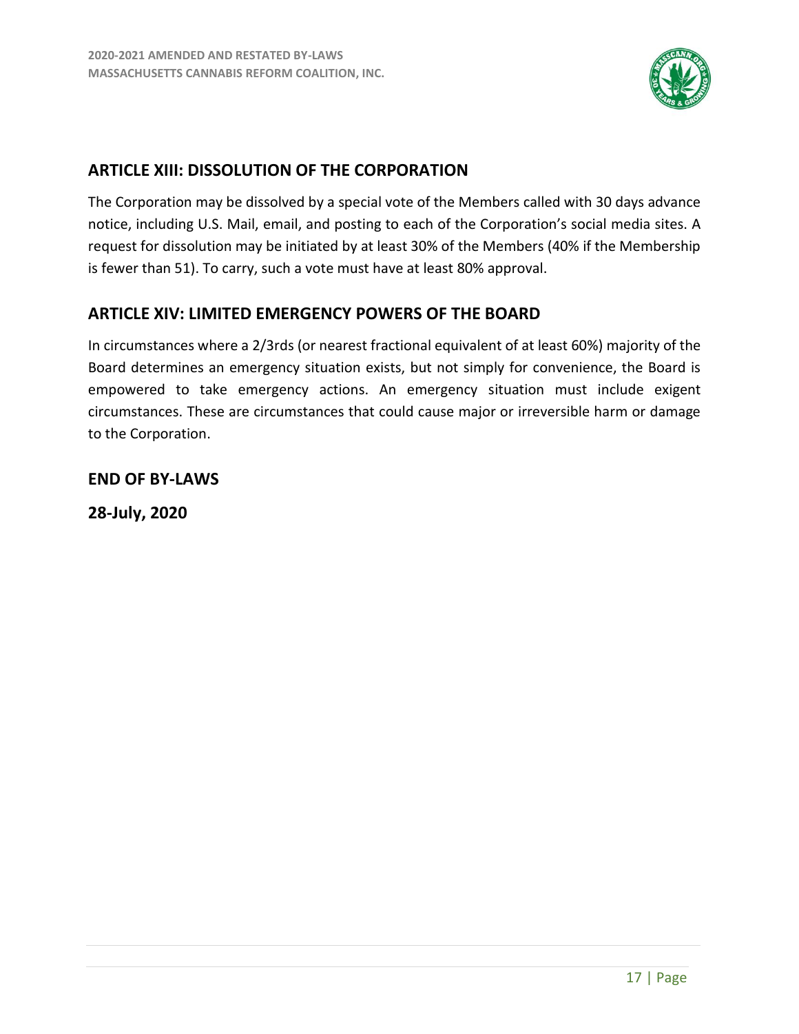## ARTICLE XIII: DISSOLUTION OF THE CORPORATION

The Corporation may be dissolved by a special vote of the Members called with 30 days advance notice, including U.S. Mail, email, and posting to each of the Corporation's social media sites. A request for dissolution may be initiated by at least 30% of the Members (40% if the Membership is fewer than 51). To carry, such a vote must have at least 80% approval.

## ARTICLE XIV: LIMITED EMERGENCY POWERS OF THE BOARD

In circumstances where a 2/3rds (or nearest fractional equivalent of at least 60%) majority of the Board determines an emergency situation exists, but not simply for convenience, the Board is empowered to take emergency actions. An emergency situation must include exigent circumstances. These are circumstances that could cause major or irreversible harm or damage to the Corporation.

## END OF BY-LAWS

**28-July, 2020**